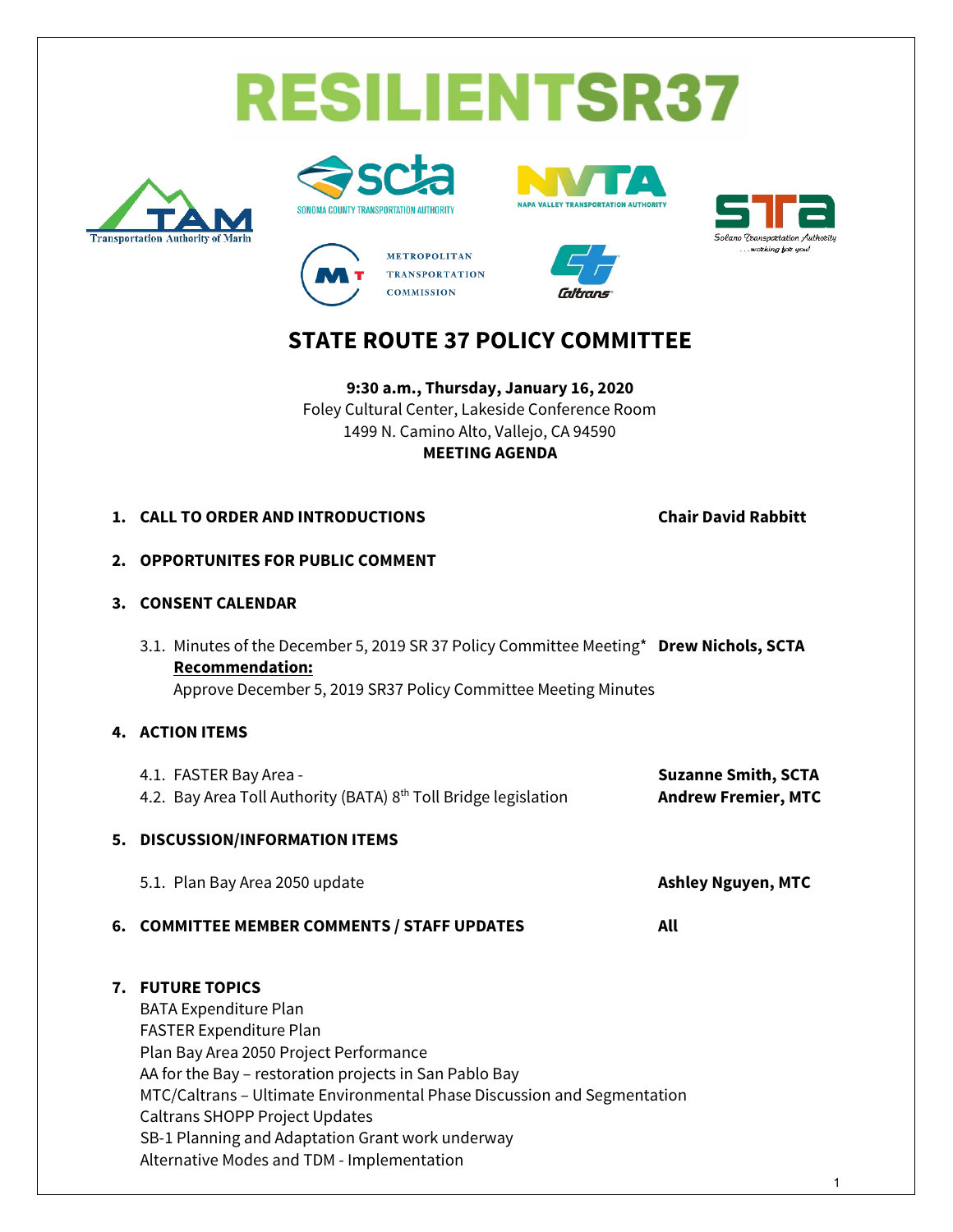# RESILIENTSR37

Transportation Authority of Marin

SONOMA COUNTY TRANSPORTATION AUTHORITY

NAPA VALLEY TRANSPORTATION AUTHORITY

Solano Transportation Authority ...working for you!

METROPOLITAN TRANSPORTATION COMMISSION

Caltrans

## STATE ROUTE 37 POLICY COMMITTEE

**9:30 a.m., Thursday, January 16, 2020**
Foley Cultural Center, Lakeside Conference Room
1499 N. Camino Alto, Vallejo, CA 94590
**MEETING AGENDA**

1. **CALL TO ORDER AND INTRODUCTIONS** — **Chair David Rabbitt**

2. **OPPORTUNITES FOR PUBLIC COMMENT**

3. **CONSENT CALENDAR**

   3.1. Minutes of the December 5, 2019 SR 37 Policy Committee Meeting* — **Drew Nichols, SCTA**
   **Recommendation:**
   Approve December 5, 2019 SR37 Policy Committee Meeting Minutes

4. **ACTION ITEMS**

   4.1. FASTER Bay Area - — **Suzanne Smith, SCTA**
   4.2. Bay Area Toll Authority (BATA) 8th Toll Bridge legislation — **Andrew Fremier, MTC**

5. **DISCUSSION/INFORMATION ITEMS**

   5.1. Plan Bay Area 2050 update — **Ashley Nguyen, MTC**

6. **COMMITTEE MEMBER COMMENTS / STAFF UPDATES** — **All**

7. **FUTURE TOPICS**
   BATA Expenditure Plan
   FASTER Expenditure Plan
   Plan Bay Area 2050 Project Performance
   AA for the Bay – restoration projects in San Pablo Bay
   MTC/Caltrans – Ultimate Environmental Phase Discussion and Segmentation
   Caltrans SHOPP Project Updates
   SB-1 Planning and Adaptation Grant work underway
   Alternative Modes and TDM - Implementation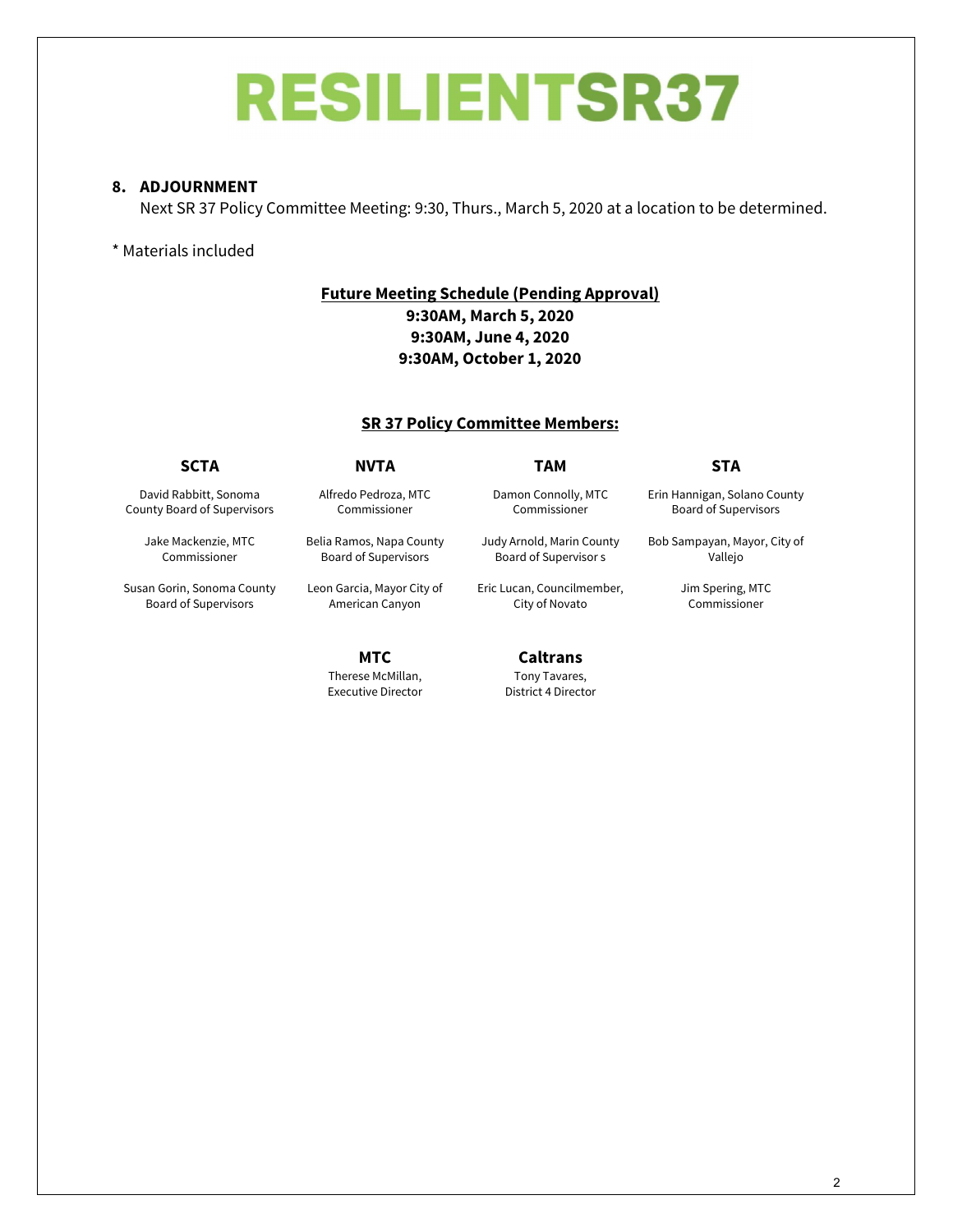# RESILIENTSR37

**8. ADJOURNMENT**

Next SR 37 Policy Committee Meeting: 9:30, Thurs., March 5, 2020 at a location to be determined.

\* Materials included

**Future Meeting Schedule (Pending Approval)**

**9:30AM, March 5, 2020**

**9:30AM, June 4, 2020**

**9:30AM, October 1, 2020**

**SR 37 Policy Committee Members:**

| SCTA | NVTA | TAM | STA |
|---|---|---|---|
| David Rabbitt, Sonoma County Board of Supervisors | Alfredo Pedroza, MTC Commissioner | Damon Connolly, MTC Commissioner | Erin Hannigan, Solano County Board of Supervisors |
| Jake Mackenzie, MTC Commissioner | Belia Ramos, Napa County Board of Supervisors | Judy Arnold, Marin County Board of Supervisor s | Bob Sampayan, Mayor, City of Vallejo |
| Susan Gorin, Sonoma County Board of Supervisors | Leon Garcia, Mayor City of American Canyon | Eric Lucan, Councilmember, City of Novato | Jim Spering, MTC Commissioner |

| MTC | Caltrans |
|---|---|
| Therese McMillan, Executive Director | Tony Tavares, District 4 Director |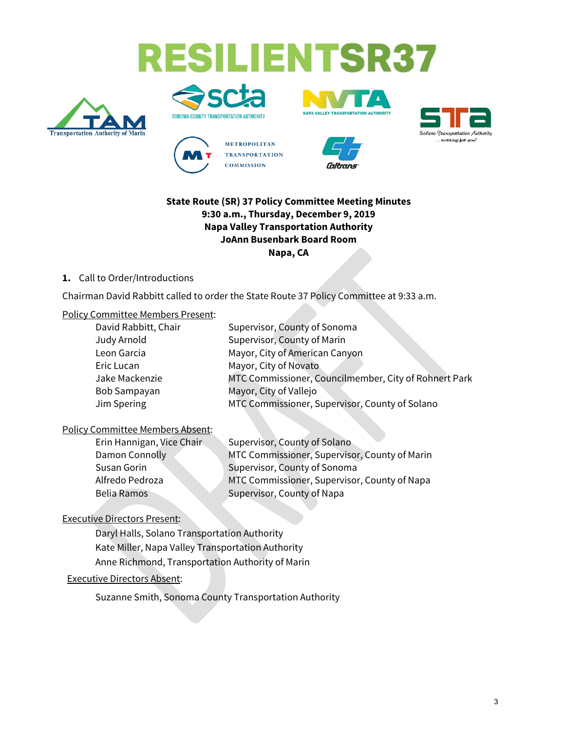# RESILIENTSR37

**State Route (SR) 37 Policy Committee Meeting Minutes**
**9:30 a.m., Thursday, December 9, 2019**
**Napa Valley Transportation Authority**
**JoAnn Busenbark Board Room**
**Napa, CA**

**1.** Call to Order/Introductions

Chairman David Rabbitt called to order the State Route 37 Policy Committee at 9:33 a.m.

Policy Committee Members Present:

| | |
|---|---|
| David Rabbitt, Chair | Supervisor, County of Sonoma |
| Judy Arnold | Supervisor, County of Marin |
| Leon Garcia | Mayor, City of American Canyon |
| Eric Lucan | Mayor, City of Novato |
| Jake Mackenzie | MTC Commissioner, Councilmember, City of Rohnert Park |
| Bob Sampayan | Mayor, City of Vallejo |
| Jim Spering | MTC Commissioner, Supervisor, County of Solano |

Policy Committee Members Absent:

| | |
|---|---|
| Erin Hannigan, Vice Chair | Supervisor, County of Solano |
| Damon Connolly | MTC Commissioner, Supervisor, County of Marin |
| Susan Gorin | Supervisor, County of Sonoma |
| Alfredo Pedroza | MTC Commissioner, Supervisor, County of Napa |
| Belia Ramos | Supervisor, County of Napa |

Executive Directors Present:

Daryl Halls, Solano Transportation Authority
Kate Miller, Napa Valley Transportation Authority
Anne Richmond, Transportation Authority of Marin

Executive Directors Absent:

Suzanne Smith, Sonoma County Transportation Authority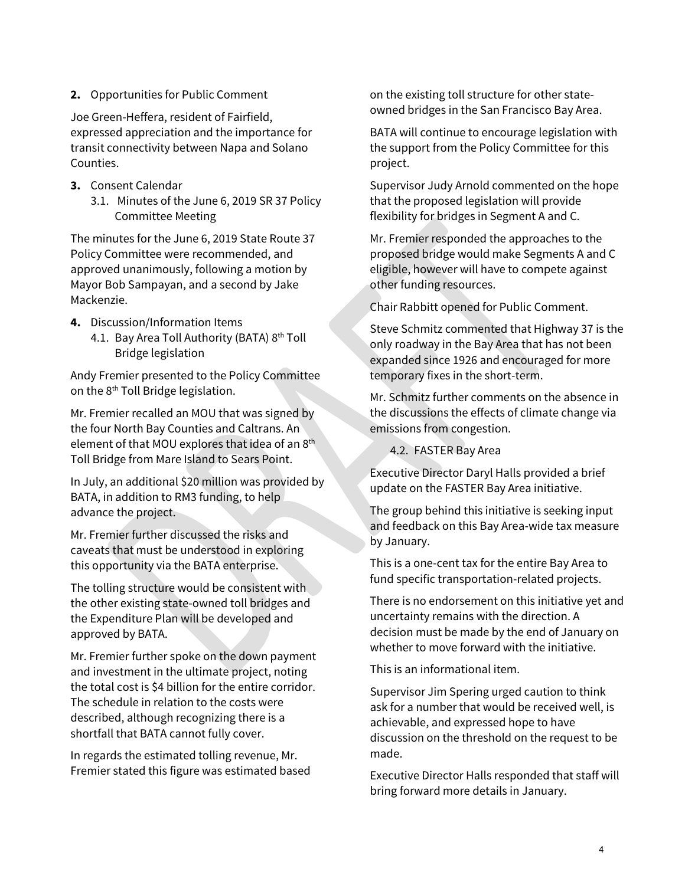**2.** Opportunities for Public Comment

Joe Green-Heffera, resident of Fairfield, expressed appreciation and the importance for transit connectivity between Napa and Solano Counties.

**3.** Consent Calendar

3.1. Minutes of the June 6, 2019 SR 37 Policy Committee Meeting

The minutes for the June 6, 2019 State Route 37 Policy Committee were recommended, and approved unanimously, following a motion by Mayor Bob Sampayan, and a second by Jake Mackenzie.

**4.** Discussion/Information Items

4.1. Bay Area Toll Authority (BATA) 8th Toll Bridge legislation

Andy Fremier presented to the Policy Committee on the 8th Toll Bridge legislation.

Mr. Fremier recalled an MOU that was signed by the four North Bay Counties and Caltrans. An element of that MOU explores that idea of an 8th Toll Bridge from Mare Island to Sears Point.

In July, an additional $20 million was provided by BATA, in addition to RM3 funding, to help advance the project.

Mr. Fremier further discussed the risks and caveats that must be understood in exploring this opportunity via the BATA enterprise.

The tolling structure would be consistent with the other existing state-owned toll bridges and the Expenditure Plan will be developed and approved by BATA.

Mr. Fremier further spoke on the down payment and investment in the ultimate project, noting the total cost is $4 billion for the entire corridor. The schedule in relation to the costs were described, although recognizing there is a shortfall that BATA cannot fully cover.

In regards the estimated tolling revenue, Mr. Fremier stated this figure was estimated based on the existing toll structure for other state-owned bridges in the San Francisco Bay Area.

BATA will continue to encourage legislation with the support from the Policy Committee for this project.

Supervisor Judy Arnold commented on the hope that the proposed legislation will provide flexibility for bridges in Segment A and C.

Mr. Fremier responded the approaches to the proposed bridge would make Segments A and C eligible, however will have to compete against other funding resources.

Chair Rabbitt opened for Public Comment.

Steve Schmitz commented that Highway 37 is the only roadway in the Bay Area that has not been expanded since 1926 and encouraged for more temporary fixes in the short-term.

Mr. Schmitz further comments on the absence in the discussions the effects of climate change via emissions from congestion.

4.2. FASTER Bay Area

Executive Director Daryl Halls provided a brief update on the FASTER Bay Area initiative.

The group behind this initiative is seeking input and feedback on this Bay Area-wide tax measure by January.

This is a one-cent tax for the entire Bay Area to fund specific transportation-related projects.

There is no endorsement on this initiative yet and uncertainty remains with the direction. A decision must be made by the end of January on whether to move forward with the initiative.

This is an informational item.

Supervisor Jim Spering urged caution to think ask for a number that would be received well, is achievable, and expressed hope to have discussion on the threshold on the request to be made.

Executive Director Halls responded that staff will bring forward more details in January.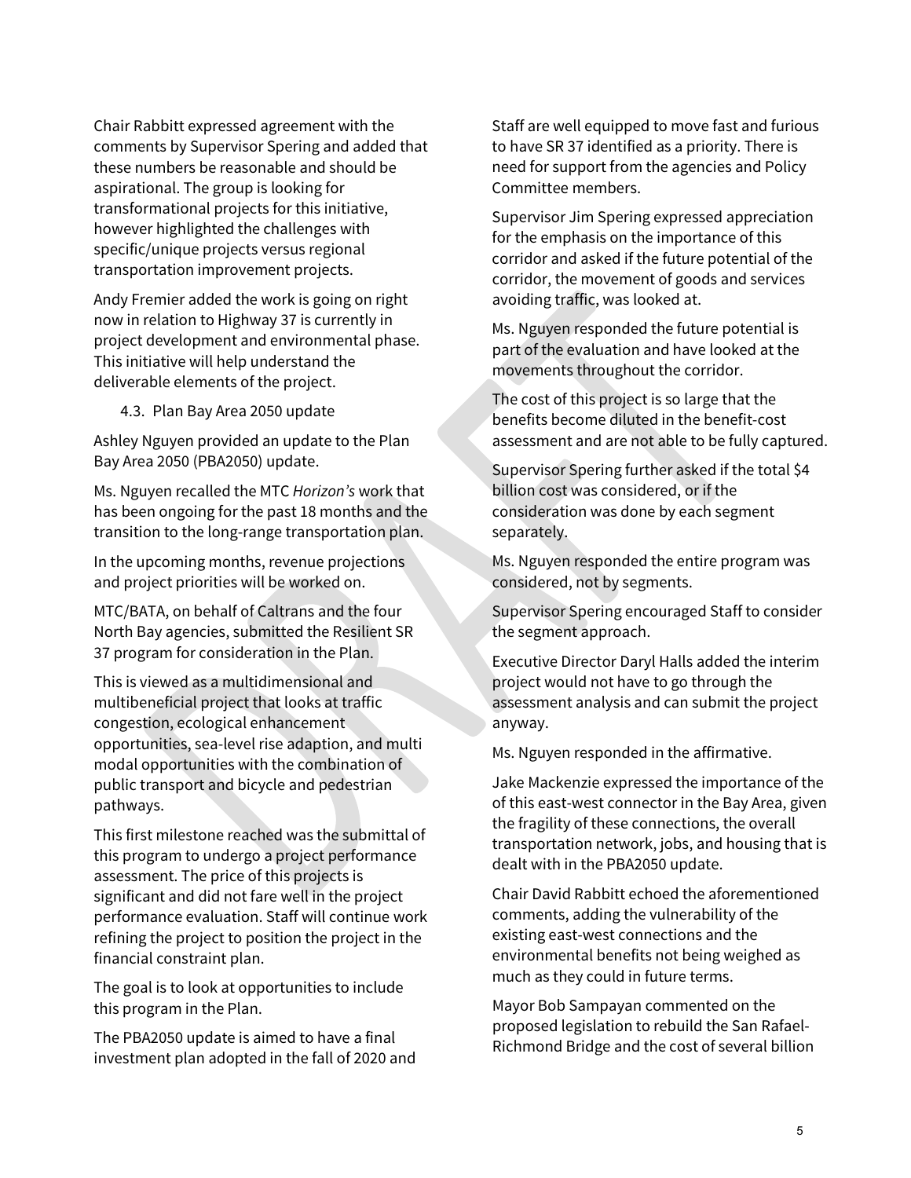Chair Rabbitt expressed agreement with the comments by Supervisor Spering and added that these numbers be reasonable and should be aspirational. The group is looking for transformational projects for this initiative, however highlighted the challenges with specific/unique projects versus regional transportation improvement projects.

Andy Fremier added the work is going on right now in relation to Highway 37 is currently in project development and environmental phase. This initiative will help understand the deliverable elements of the project.

4.3. Plan Bay Area 2050 update

Ashley Nguyen provided an update to the Plan Bay Area 2050 (PBA2050) update.

Ms. Nguyen recalled the MTC *Horizon's* work that has been ongoing for the past 18 months and the transition to the long-range transportation plan.

In the upcoming months, revenue projections and project priorities will be worked on.

MTC/BATA, on behalf of Caltrans and the four North Bay agencies, submitted the Resilient SR 37 program for consideration in the Plan.

This is viewed as a multidimensional and multibeneficial project that looks at traffic congestion, ecological enhancement opportunities, sea-level rise adaption, and multi modal opportunities with the combination of public transport and bicycle and pedestrian pathways.

This first milestone reached was the submittal of this program to undergo a project performance assessment. The price of this projects is significant and did not fare well in the project performance evaluation. Staff will continue work refining the project to position the project in the financial constraint plan.

The goal is to look at opportunities to include this program in the Plan.

The PBA2050 update is aimed to have a final investment plan adopted in the fall of 2020 and Staff are well equipped to move fast and furious to have SR 37 identified as a priority. There is need for support from the agencies and Policy Committee members.

Supervisor Jim Spering expressed appreciation for the emphasis on the importance of this corridor and asked if the future potential of the corridor, the movement of goods and services avoiding traffic, was looked at.

Ms. Nguyen responded the future potential is part of the evaluation and have looked at the movements throughout the corridor.

The cost of this project is so large that the benefits become diluted in the benefit-cost assessment and are not able to be fully captured.

Supervisor Spering further asked if the total $4 billion cost was considered, or if the consideration was done by each segment separately.

Ms. Nguyen responded the entire program was considered, not by segments.

Supervisor Spering encouraged Staff to consider the segment approach.

Executive Director Daryl Halls added the interim project would not have to go through the assessment analysis and can submit the project anyway.

Ms. Nguyen responded in the affirmative.

Jake Mackenzie expressed the importance of the of this east-west connector in the Bay Area, given the fragility of these connections, the overall transportation network, jobs, and housing that is dealt with in the PBA2050 update.

Chair David Rabbitt echoed the aforementioned comments, adding the vulnerability of the existing east-west connections and the environmental benefits not being weighed as much as they could in future terms.

Mayor Bob Sampayan commented on the proposed legislation to rebuild the San Rafael-Richmond Bridge and the cost of several billion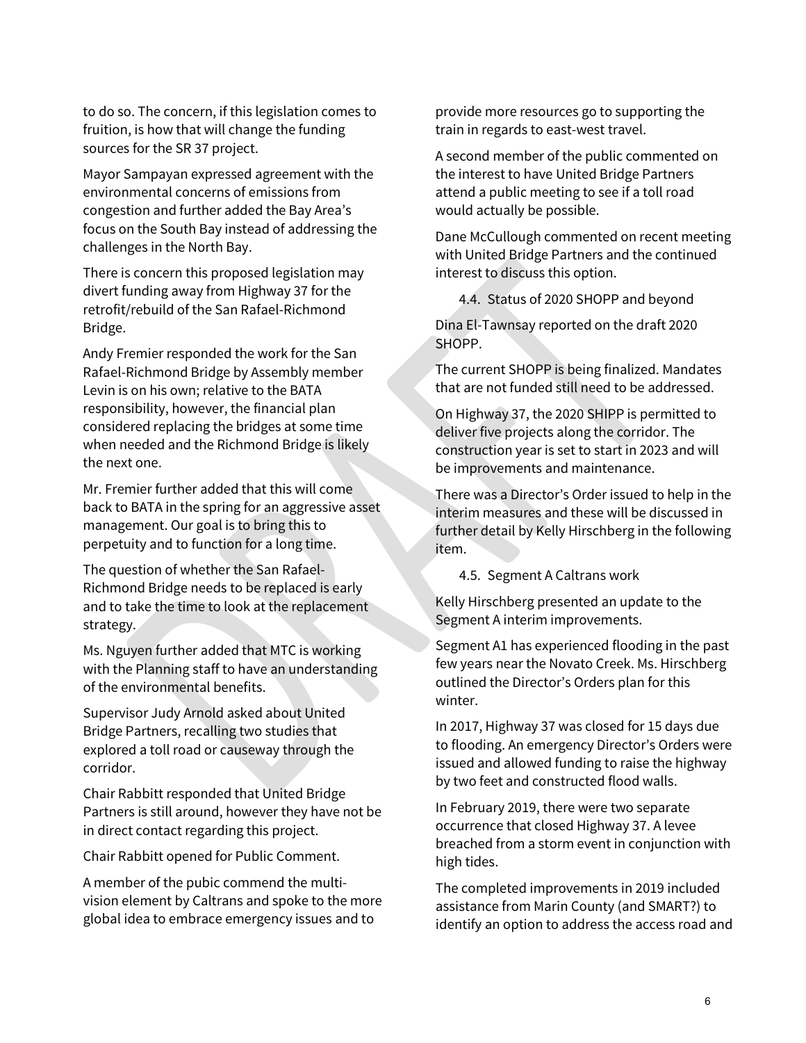to do so. The concern, if this legislation comes to fruition, is how that will change the funding sources for the SR 37 project.

Mayor Sampayan expressed agreement with the environmental concerns of emissions from congestion and further added the Bay Area's focus on the South Bay instead of addressing the challenges in the North Bay.

There is concern this proposed legislation may divert funding away from Highway 37 for the retrofit/rebuild of the San Rafael-Richmond Bridge.

Andy Fremier responded the work for the San Rafael-Richmond Bridge by Assembly member Levin is on his own; relative to the BATA responsibility, however, the financial plan considered replacing the bridges at some time when needed and the Richmond Bridge is likely the next one.

Mr. Fremier further added that this will come back to BATA in the spring for an aggressive asset management. Our goal is to bring this to perpetuity and to function for a long time.

The question of whether the San Rafael-Richmond Bridge needs to be replaced is early and to take the time to look at the replacement strategy.

Ms. Nguyen further added that MTC is working with the Planning staff to have an understanding of the environmental benefits.

Supervisor Judy Arnold asked about United Bridge Partners, recalling two studies that explored a toll road or causeway through the corridor.

Chair Rabbitt responded that United Bridge Partners is still around, however they have not be in direct contact regarding this project.

Chair Rabbitt opened for Public Comment.

A member of the pubic commend the multi-vision element by Caltrans and spoke to the more global idea to embrace emergency issues and to provide more resources go to supporting the train in regards to east-west travel.

A second member of the public commented on the interest to have United Bridge Partners attend a public meeting to see if a toll road would actually be possible.

Dane McCullough commented on recent meeting with United Bridge Partners and the continued interest to discuss this option.

4.4. Status of 2020 SHOPP and beyond

Dina El-Tawnsay reported on the draft 2020 SHOPP.

The current SHOPP is being finalized. Mandates that are not funded still need to be addressed.

On Highway 37, the 2020 SHIPP is permitted to deliver five projects along the corridor. The construction year is set to start in 2023 and will be improvements and maintenance.

There was a Director's Order issued to help in the interim measures and these will be discussed in further detail by Kelly Hirschberg in the following item.

4.5. Segment A Caltrans work

Kelly Hirschberg presented an update to the Segment A interim improvements.

Segment A1 has experienced flooding in the past few years near the Novato Creek. Ms. Hirschberg outlined the Director's Orders plan for this winter.

In 2017, Highway 37 was closed for 15 days due to flooding. An emergency Director's Orders were issued and allowed funding to raise the highway by two feet and constructed flood walls.

In February 2019, there were two separate occurrence that closed Highway 37. A levee breached from a storm event in conjunction with high tides.

The completed improvements in 2019 included assistance from Marin County (and SMART?) to identify an option to address the access road and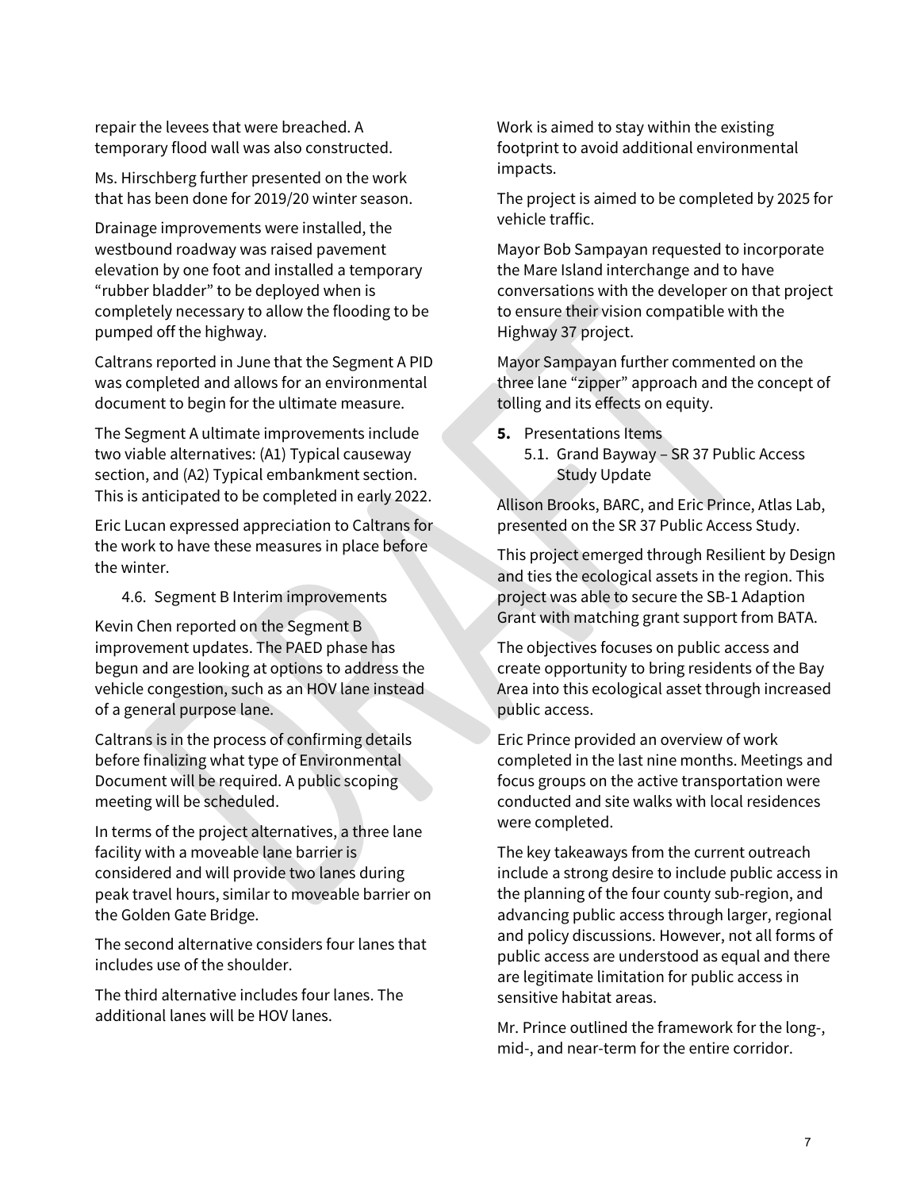repair the levees that were breached. A temporary flood wall was also constructed.

Ms. Hirschberg further presented on the work that has been done for 2019/20 winter season.

Drainage improvements were installed, the westbound roadway was raised pavement elevation by one foot and installed a temporary "rubber bladder" to be deployed when is completely necessary to allow the flooding to be pumped off the highway.

Caltrans reported in June that the Segment A PID was completed and allows for an environmental document to begin for the ultimate measure.

The Segment A ultimate improvements include two viable alternatives: (A1) Typical causeway section, and (A2) Typical embankment section. This is anticipated to be completed in early 2022.

Eric Lucan expressed appreciation to Caltrans for the work to have these measures in place before the winter.

4.6. Segment B Interim improvements

Kevin Chen reported on the Segment B improvement updates. The PAED phase has begun and are looking at options to address the vehicle congestion, such as an HOV lane instead of a general purpose lane.

Caltrans is in the process of confirming details before finalizing what type of Environmental Document will be required. A public scoping meeting will be scheduled.

In terms of the project alternatives, a three lane facility with a moveable lane barrier is considered and will provide two lanes during peak travel hours, similar to moveable barrier on the Golden Gate Bridge.

The second alternative considers four lanes that includes use of the shoulder.

The third alternative includes four lanes. The additional lanes will be HOV lanes.

Work is aimed to stay within the existing footprint to avoid additional environmental impacts.

The project is aimed to be completed by 2025 for vehicle traffic.

Mayor Bob Sampayan requested to incorporate the Mare Island interchange and to have conversations with the developer on that project to ensure their vision compatible with the Highway 37 project.

Mayor Sampayan further commented on the three lane "zipper" approach and the concept of tolling and its effects on equity.

**5.** Presentations Items

5.1. Grand Bayway – SR 37 Public Access Study Update

Allison Brooks, BARC, and Eric Prince, Atlas Lab, presented on the SR 37 Public Access Study.

This project emerged through Resilient by Design and ties the ecological assets in the region. This project was able to secure the SB-1 Adaption Grant with matching grant support from BATA.

The objectives focuses on public access and create opportunity to bring residents of the Bay Area into this ecological asset through increased public access.

Eric Prince provided an overview of work completed in the last nine months. Meetings and focus groups on the active transportation were conducted and site walks with local residences were completed.

The key takeaways from the current outreach include a strong desire to include public access in the planning of the four county sub-region, and advancing public access through larger, regional and policy discussions. However, not all forms of public access are understood as equal and there are legitimate limitation for public access in sensitive habitat areas.

Mr. Prince outlined the framework for the long-, mid-, and near-term for the entire corridor.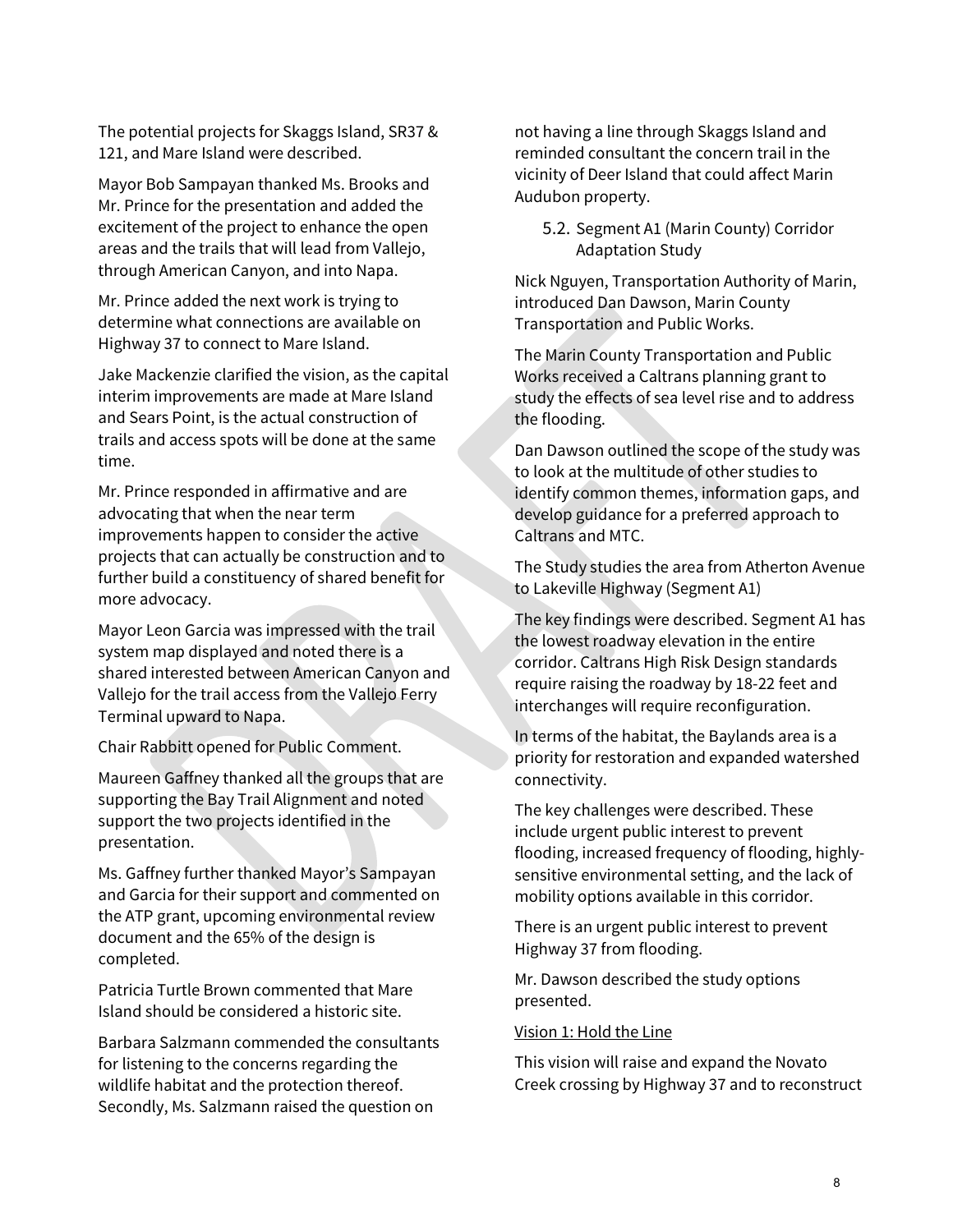The potential projects for Skaggs Island, SR37 & 121, and Mare Island were described.

Mayor Bob Sampayan thanked Ms. Brooks and Mr. Prince for the presentation and added the excitement of the project to enhance the open areas and the trails that will lead from Vallejo, through American Canyon, and into Napa.

Mr. Prince added the next work is trying to determine what connections are available on Highway 37 to connect to Mare Island.

Jake Mackenzie clarified the vision, as the capital interim improvements are made at Mare Island and Sears Point, is the actual construction of trails and access spots will be done at the same time.

Mr. Prince responded in affirmative and are advocating that when the near term improvements happen to consider the active projects that can actually be construction and to further build a constituency of shared benefit for more advocacy.

Mayor Leon Garcia was impressed with the trail system map displayed and noted there is a shared interested between American Canyon and Vallejo for the trail access from the Vallejo Ferry Terminal upward to Napa.

Chair Rabbitt opened for Public Comment.

Maureen Gaffney thanked all the groups that are supporting the Bay Trail Alignment and noted support the two projects identified in the presentation.

Ms. Gaffney further thanked Mayor's Sampayan and Garcia for their support and commented on the ATP grant, upcoming environmental review document and the 65% of the design is completed.

Patricia Turtle Brown commented that Mare Island should be considered a historic site.

Barbara Salzmann commended the consultants for listening to the concerns regarding the wildlife habitat and the protection thereof. Secondly, Ms. Salzmann raised the question on not having a line through Skaggs Island and reminded consultant the concern trail in the vicinity of Deer Island that could affect Marin Audubon property.

5.2. Segment A1 (Marin County) Corridor Adaptation Study

Nick Nguyen, Transportation Authority of Marin, introduced Dan Dawson, Marin County Transportation and Public Works.

The Marin County Transportation and Public Works received a Caltrans planning grant to study the effects of sea level rise and to address the flooding.

Dan Dawson outlined the scope of the study was to look at the multitude of other studies to identify common themes, information gaps, and develop guidance for a preferred approach to Caltrans and MTC.

The Study studies the area from Atherton Avenue to Lakeville Highway (Segment A1)

The key findings were described. Segment A1 has the lowest roadway elevation in the entire corridor. Caltrans High Risk Design standards require raising the roadway by 18-22 feet and interchanges will require reconfiguration.

In terms of the habitat, the Baylands area is a priority for restoration and expanded watershed connectivity.

The key challenges were described. These include urgent public interest to prevent flooding, increased frequency of flooding, highly-sensitive environmental setting, and the lack of mobility options available in this corridor.

There is an urgent public interest to prevent Highway 37 from flooding.

Mr. Dawson described the study options presented.

Vision 1: Hold the Line

This vision will raise and expand the Novato Creek crossing by Highway 37 and to reconstruct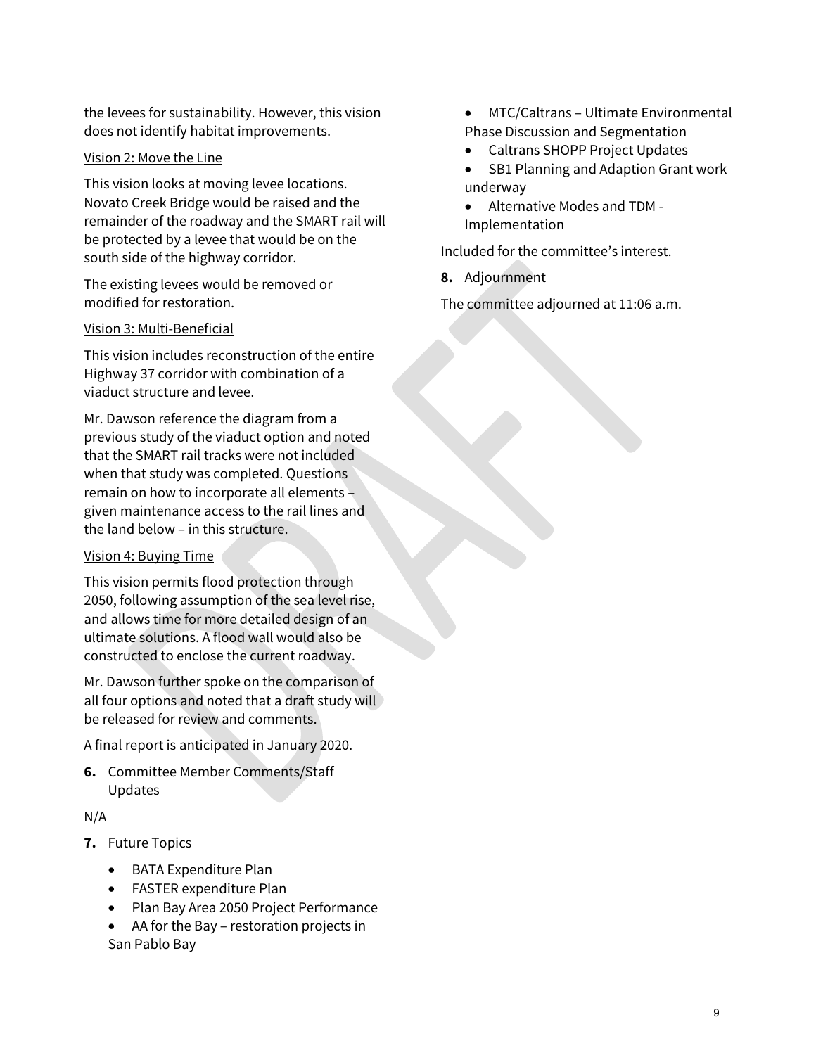the levees for sustainability. However, this vision does not identify habitat improvements.

Vision 2: Move the Line

This vision looks at moving levee locations. Novato Creek Bridge would be raised and the remainder of the roadway and the SMART rail will be protected by a levee that would be on the south side of the highway corridor.

The existing levees would be removed or modified for restoration.

Vision 3: Multi-Beneficial

This vision includes reconstruction of the entire Highway 37 corridor with combination of a viaduct structure and levee.

Mr. Dawson reference the diagram from a previous study of the viaduct option and noted that the SMART rail tracks were not included when that study was completed. Questions remain on how to incorporate all elements – given maintenance access to the rail lines and the land below – in this structure.

Vision 4: Buying Time

This vision permits flood protection through 2050, following assumption of the sea level rise, and allows time for more detailed design of an ultimate solutions. A flood wall would also be constructed to enclose the current roadway.

Mr. Dawson further spoke on the comparison of all four options and noted that a draft study will be released for review and comments.

A final report is anticipated in January 2020.

**6.** Committee Member Comments/Staff Updates

N/A

**7.** Future Topics

- BATA Expenditure Plan
- FASTER expenditure Plan
- Plan Bay Area 2050 Project Performance
- AA for the Bay – restoration projects in San Pablo Bay
- MTC/Caltrans – Ultimate Environmental Phase Discussion and Segmentation
- Caltrans SHOPP Project Updates
- SB1 Planning and Adaption Grant work underway
- Alternative Modes and TDM - Implementation

Included for the committee's interest.

**8.** Adjournment

The committee adjourned at 11:06 a.m.